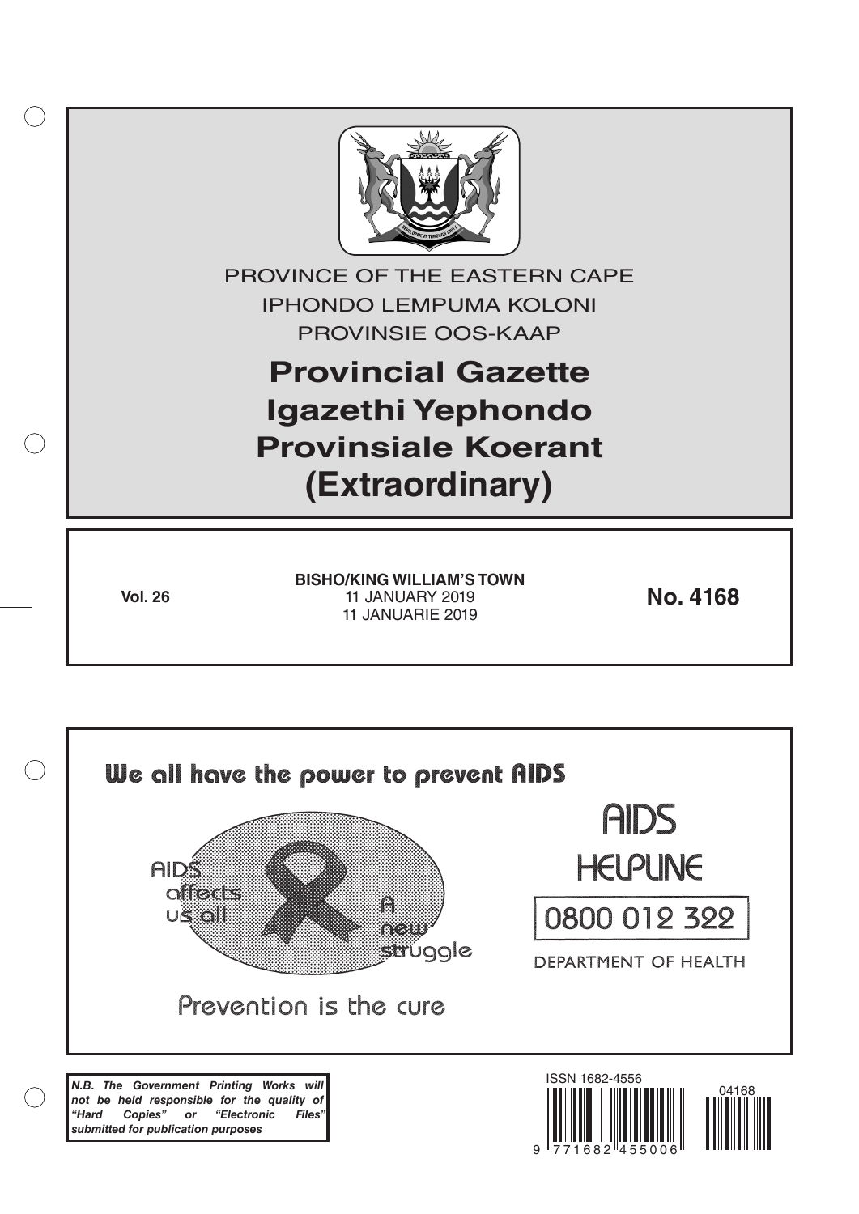PROVINCE OF THE EASTERN CAPE

IPHONDO LEMPUMA KOLONI

PROVINSIE OOS-KAAP

# Provincial Gazette
# Igazethi Yephondo
# Provinsiale Koerant
# (Extraordinary)

**Vol. 26**

**BISHO/KING WILLIAM'S TOWN**
11 JANUARY 2019
11 JANUARIE 2019

**No. 4168**

We all have the power to prevent AIDS

AIDS affects us all

A new struggle

Prevention is the cure

AIDS HELPLINE

0800 012 322

DEPARTMENT OF HEALTH

***N.B. The Government Printing Works will not be held responsible for the quality of "Hard Copies" or "Electronic Files" submitted for publication purposes***

ISSN 1682-4556

9 771682 455006

04168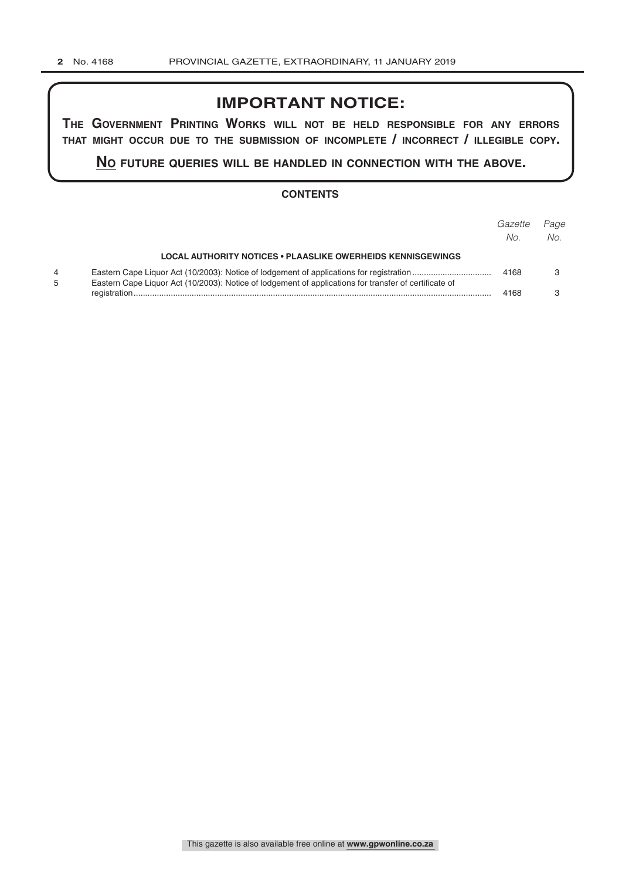# IMPORTANT NOTICE:

**THE GOVERNMENT PRINTING WORKS WILL NOT BE HELD RESPONSIBLE FOR ANY ERRORS THAT MIGHT OCCUR DUE TO THE SUBMISSION OF INCOMPLETE / INCORRECT / ILLEGIBLE COPY.**

**NO FUTURE QUERIES WILL BE HANDLED IN CONNECTION WITH THE ABOVE.**

## CONTENTS

| | | *Gazette No.* | *Page No.* |
|---|---|---|---|
| | **LOCAL AUTHORITY NOTICES • PLAASLIKE OWERHEIDS KENNISGEWINGS** | | |
| 4 | Eastern Cape Liquor Act (10/2003): Notice of lodgement of applications for registration | 4168 | 3 |
| 5 | Eastern Cape Liquor Act (10/2003): Notice of lodgement of applications for transfer of certificate of registration | 4168 | 3 |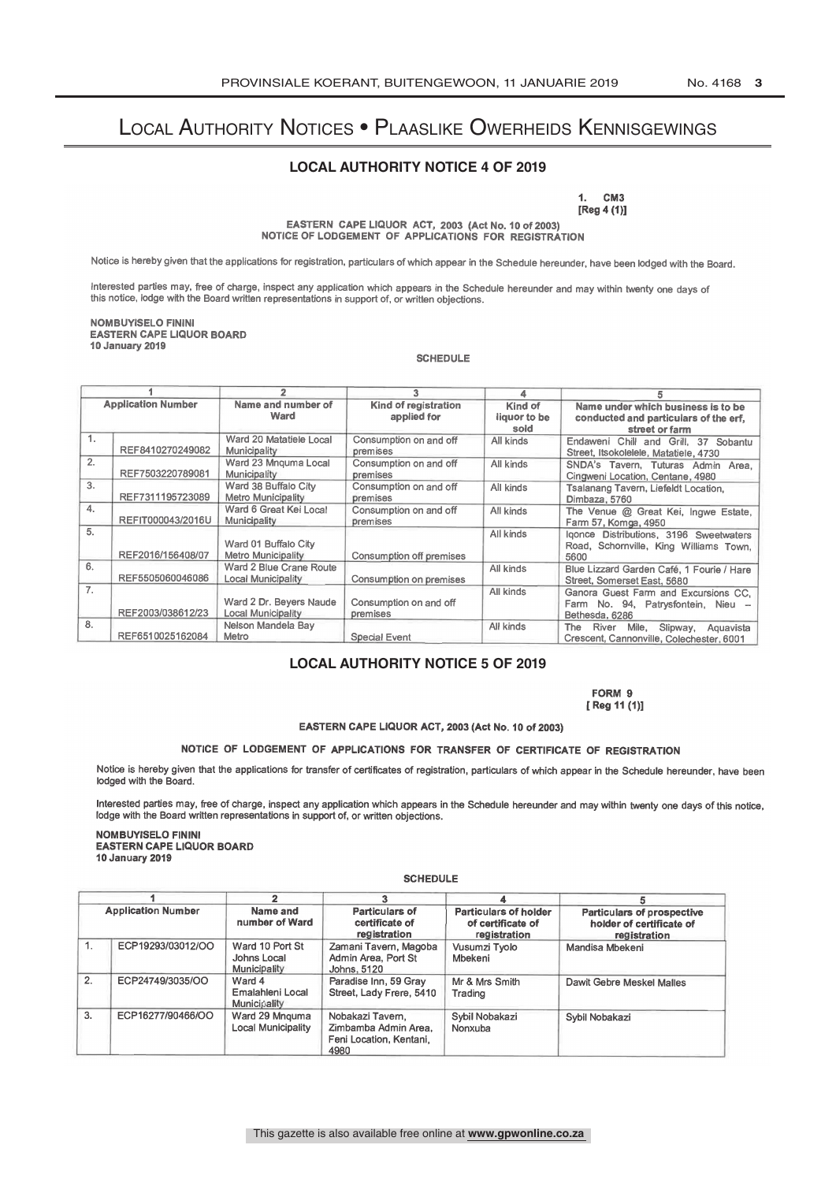# Local Authority Notices • Plaaslike Owerheids Kennisgewings

## LOCAL AUTHORITY NOTICE 4 OF 2019

1. CM3
[Reg 4 (1)]

**EASTERN CAPE LIQUOR ACT, 2003 (Act No. 10 of 2003)**
**NOTICE OF LODGEMENT OF APPLICATIONS FOR REGISTRATION**

Notice is hereby given that the applications for registration, particulars of which appear in the Schedule hereunder, have been lodged with the Board.

Interested parties may, free of charge, inspect any application which appears in the Schedule hereunder and may within twenty one days of this notice, lodge with the Board written representations in support of, or written objections.

**NOMBUYISELO FININI**
**EASTERN CAPE LIQUOR BOARD**
**10 January 2019**

SCHEDULE

| 1 | | 2 | 3 | 4 | 5 |
|---|---|---|---|---|---|
| Application Number | | Name and number of Ward | Kind of registration applied for | Kind of liquor to be sold | Name under which business is to be conducted and particulars of the erf, street or farm |
| 1. | REF8410270249082 | Ward 20 Matatiele Local Municipality | Consumption on and off premises | All kinds | Endaweni Chill and Grill, 37 Sobantu Street, Itsokolelele, Matatiele, 4730 |
| 2. | REF7503220789081 | Ward 23 Mnquma Local Municipality | Consumption on and off premises | All kinds | SNDA's Tavern, Tuturas Admin Area, Cingweni Location, Centane, 4980 |
| 3. | REF7311195723089 | Ward 38 Buffalo City Metro Municipality | Consumption on and off premises | All kinds | Tsalanang Tavern, Liefeldt Location, Dimbaza, 5760 |
| 4. | REFIT000043/2016U | Ward 6 Great Kei Local Municipality | Consumption on and off premises | All kinds | The Venue @ Great Kei, Ingwe Estate, Farm 57, Komga, 4950 |
| 5. | REF2016/156408/07 | Ward 01 Buffalo City Metro Municipality | Consumption off premises | All kinds | Iqonce Distributions, 3196 Sweetwaters Road, Schornville, King Williams Town, 5600 |
| 6. | REF5505060046086 | Ward 2 Blue Crane Route Local Municipality | Consumption on premises | All kinds | Blue Lizzard Garden Café, 1 Fourie / Hare Street, Somerset East, 5680 |
| 7. | REF2003/038612/23 | Ward 2 Dr. Beyers Naude Local Municipality | Consumption on and off premises | All kinds | Ganora Guest Farm and Excursions CC, Farm No. 94, Patrysfontein, Nieu – Bethesda, 6286 |
| 8. | REF6510025162084 | Nelson Mandela Bay Metro | Special Event | All kinds | The River Mile, Slipway, Aquavista Crescent, Cannonville, Colechester, 6001 |

## LOCAL AUTHORITY NOTICE 5 OF 2019

FORM 9
[ Reg 11 (1)]

**EASTERN CAPE LIQUOR ACT, 2003 (Act No. 10 of 2003)**

**NOTICE OF LODGEMENT OF APPLICATIONS FOR TRANSFER OF CERTIFICATE OF REGISTRATION**

Notice is hereby given that the applications for transfer of certificates of registration, particulars of which appear in the Schedule hereunder, have been lodged with the Board.

Interested parties may, free of charge, inspect any application which appears in the Schedule hereunder and may within twenty one days of this notice, lodge with the Board written representations in support of, or written objections.

**NOMBUYISELO FININI**
**EASTERN CAPE LIQUOR BOARD**
**10 January 2019**

SCHEDULE

| 1 | | 2 | 3 | 4 | 5 |
|---|---|---|---|---|---|
| Application Number | | Name and number of Ward | Particulars of certificate of registration | Particulars of holder of certificate of registration | Particulars of prospective holder of certificate of registration |
| 1. | ECP19293/03012/OO | Ward 10 Port St Johns Local Municipality | Zamani Tavern, Magoba Admin Area, Port St Johns, 5120 | Vusumzi Tyolo Mbekeni | Mandisa Mbekeni |
| 2. | ECP24749/3035/OO | Ward 4 Emalahleni Local Municipality | Paradise Inn, 59 Gray Street, Lady Frere, 5410 | Mr & Mrs Smith Trading | Dawit Gebre Meskel Malles |
| 3. | ECP16277/90466/OO | Ward 29 Mnquma Local Municipality | Nobakazi Tavern, Zimbamba Admin Area, Feni Location, Kentani, 4980 | Sybil Nobakazi Nonxuba | Sybil Nobakazi |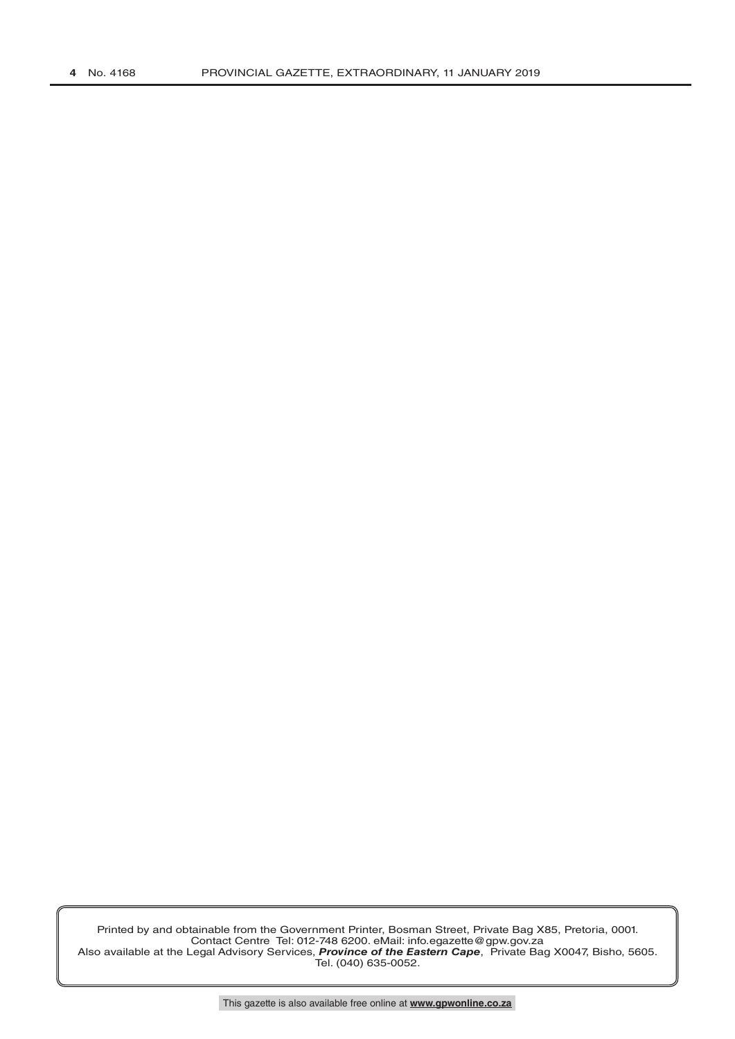Printed by and obtainable from the Government Printer, Bosman Street, Private Bag X85, Pretoria, 0001.
Contact Centre Tel: 012-748 6200. eMail: info.egazette@gpw.gov.za
Also available at the Legal Advisory Services, ***Province of the Eastern Cape***, Private Bag X0047, Bisho, 5605.
Tel. (040) 635-0052.

This gazette is also available free online at **www.gpwonline.co.za**